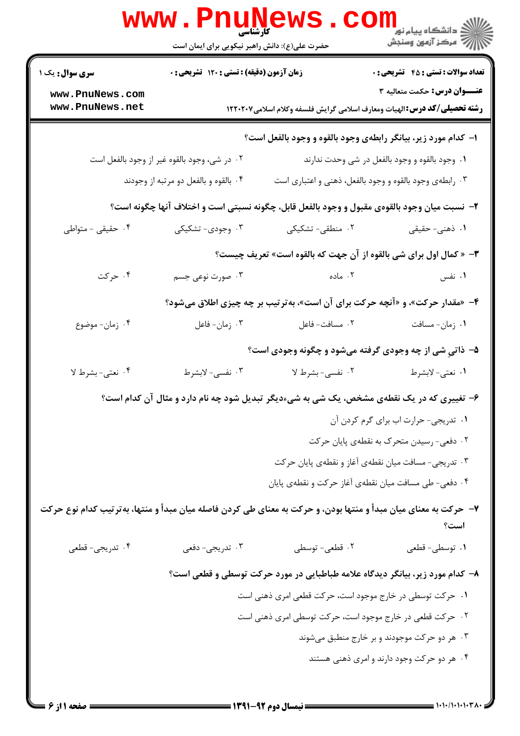کارشناسی

حضرت علی(ع): دانش راهبر نیکویی برای ایمان است

**سری سوال:** یک ۱

**زمان آزمون (دقیقه) : تستی : ۱۲۰ تشریحی : ۰**

**تعداد سوالات : تستی : ۴۵ تشریحی : ۰**

**عنـــوان درس:** حکمت متعالیه ۳

**رشته تحصیلی/کد درس:** الهیات ومعارف اسلامی گرایش فلسفه وکلام اسلامی۱۲۲۰۲۰۷

**۱- کدام مورد زیر، بیانگر رابطه‌ی وجود بالقوه و وجود بالفعل است؟**

۱. وجود بالقوه و وجود بالفعل در شی وحدت ندارند

۲. در شی، وجود بالقوه غیر از وجود بالفعل است

۳. رابطه‌ی وجود بالقوه و وجود بالفعل، ذهنی و اعتباری است

۴. بالقوه و بالفعل دو مرتبه از وجودند

**۲- نسبت میان وجود بالقوه‌ی مقبول و وجود بالفعل قابل، چگونه نسبتی است و اختلاف آنها چگونه است؟**

۱. ذهنی- حقیقی

۲. منطقی- تشکیکی

۳. وجودی- تشکیکی

۴. حقیقی - متواطی

**۳- « کمال اول برای شی بالقوه از آن جهت که بالقوه است» تعریف چیست؟**

۱. نفس

۲. ماده

۳. صورت نوعی جسم

۴. حرکت

**۴- «مقدار حرکت»، و «آنچه حرکت برای آن است»، به‌ترتیب بر چه چیزی اطلاق می‌شود؟**

۱. زمان- مسافت

۲. مسافت- فاعل

۳. زمان- فاعل

۴. زمان- موضوع

**۵- ذاتیِ شی از چه وجودی گرفته می‌شود و چگونه وجودی است؟**

۱. نعتی- لابشرط

۲. نفسی- بشرط لا

۳. نفسی- لابشرط

۴. نعتی- بشرط لا

**۶- تغییری که در یک نقطه‌ی مشخص، یک شی به شیءدیگر تبدیل شود چه نام دارد و مثال آن کدام است؟**

۱. تدریجی- حرارت اب برای گرم کردن آن

۲. دفعی- رسیدن متحرک به نقطه‌ی پایان حرکت

۳. تدریجی- مسافت میان نقطه‌ی آغاز و نقطه‌ی پایان حرکت

۴. دفعی- طی مسافت میان نقطه‌ی آغاز حرکت و نقطه‌ی پایان

**۷- حرکت به معنای میان مبدأ و منتها بودن، و حرکت به معنای طی کردن فاصله میان مبدأ و منتها، به‌ترتیب کدام نوع حرکت است؟**

۱. توسطی- قطعی

۲. قطعی- توسطی

۳. تدریجی- دفعی

۴. تدریجی- قطعی

**۸- کدام مورد زیر، بیانگر دیدگاه علامه طباطبایی در مورد حرکت توسطی و قطعی است؟**

۱. حرکت توسطی در خارج موجود است، حرکت قطعی امری ذهنی است

۲. حرکت قطعی در خارج موجود است، حرکت توسطی امری ذهنی است

۳. هر دو حرکت موجودند و بر خارج منطبق می‌شوند

۴. هر دو حرکت وجود دارند و امری ذهنی هستند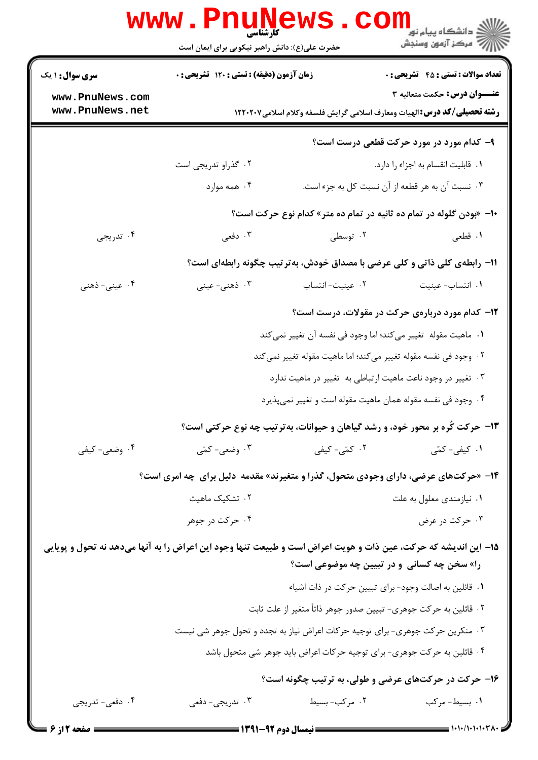**۹- کدام مورد در مورد حرکت قطعی درست است؟**

۱. قابلیت انقسام به اجزاء را دارد.

۲. گذراو تدریجی است

۳. نسبت آن به هر قطعه از آن نسبت کل به جزء است.

۴. همه موارد

**۱۰- «بودن گلوله در تمام ده ثانیه در تمام ده متر» کدام نوع حرکت است؟**

۱. قطعی

۲. توسطی

۳. دفعی

۴. تدریجی

**۱۱- رابطه‌ی کلی ذاتی و کلی عرضی با مصداق خودش، به‌ترتیب چگونه رابطه‌ای است؟**

۱. انتساب- عینیت

۲. عینیت- انتساب

۳. ذهنی- عینی

۴. عینی- ذهنی

**۱۲- کدام مورد درباره‌ی حرکت در مقولات، درست است؟**

۱. ماهیت مقوله تغییر می‌کند؛ اما وجود فی نفسه آن تغییر نمی‌کند

۲. وجود فی نفسه مقوله تغییر می‌کند؛ اما ماهیت مقوله تغییر نمی‌کند

۳. تغییر در وجود ناعت ماهیت ارتباطی به تغییر در ماهیت ندارد

۴. وجود فی نفسه مقوله همان ماهیت مقوله است و تغییر نمی‌پذیرد

**۱۳- حرکت کُره بر محور خود، و رشد گیاهان و حیوانات، به‌ترتیب چه نوع حرکتی است؟**

۱. کیفی- کمّی

۲. کمّی- کیفی

۳. وضعی- کمّی

۴. وضعی- کیفی

**۱۴- «حرکت‌های عرضی، دارای وجودی متحول، گذرا و متغیرند» مقدمه دلیل برای چه امری است؟**

۱. نیازمندی معلول به علت

۲. تشکیک ماهیت

۳. حرکت در عرض

۴. حرکت در جوهر

**۱۵- این اندیشه که حرکت، عین ذات و هویت اعراض است و طبیعت تنها وجود این اعراض را به آنها می‌دهد نه تحول و پویایی را» سخن چه کسانی و در تبیین چه موضوعی است؟**

۱. قائلین به اصالت وجود- برای تبیین حرکت در ذات اشیاء

۲. قائلین به حرکت جوهری- تبیین صدور جوهر ذاتاً متغیر از علت ثابت

۳. منکرین حرکت جوهری- برای توجیه حرکات اعراض نیاز به تجدد و تحول جوهر شی نیست

۴. قائلین به حرکت جوهری- برای توجیه حرکات اعراض باید جوهر شی متحول باشد

**۱۶- حرکت در حرکت‌های عرضی و طولی، به ترتیب چگونه است؟**

۱. بسیط- مرکب

۲. مرکب- بسیط

۳. تدریجی- دفعی

۴. دفعی- تدریجی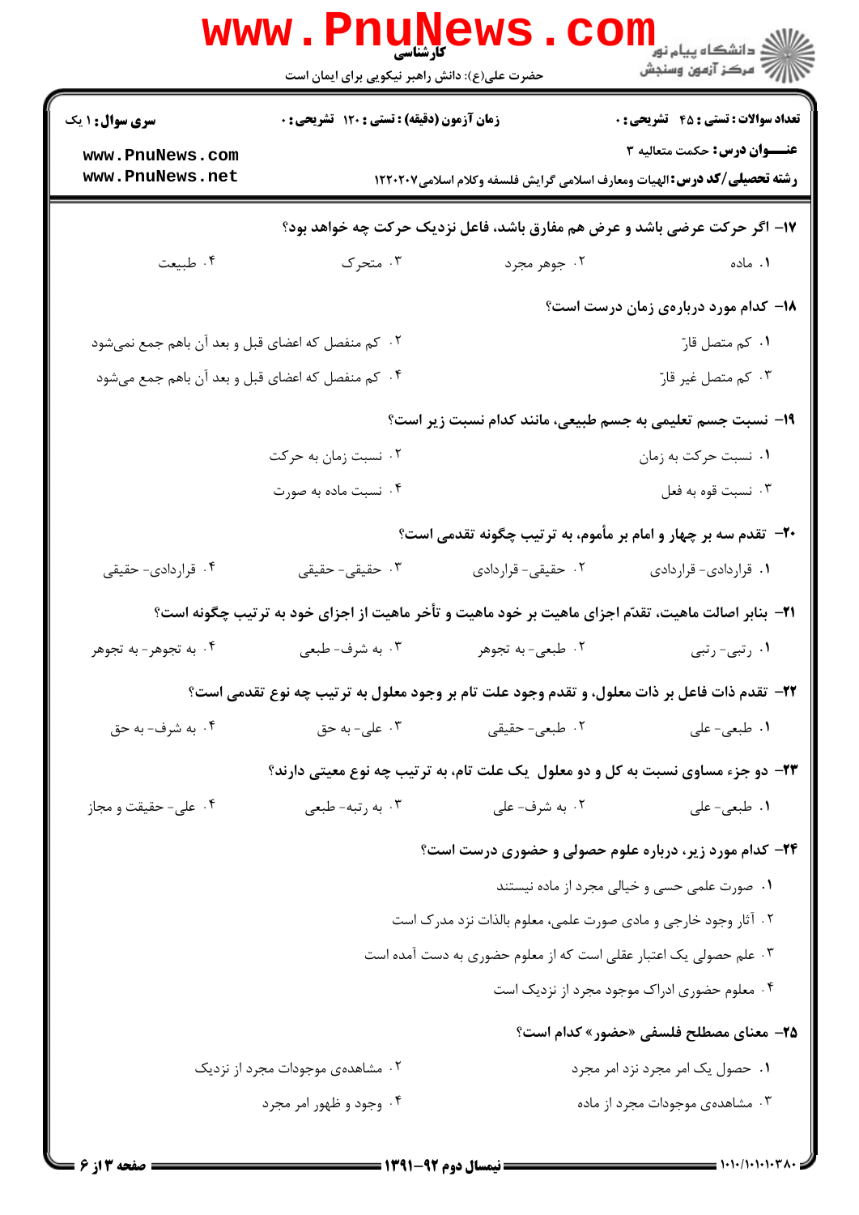**سری سوال:** ۱ یک

**زمان آزمون (دقیقه) : تستی : ۱۲۰ تشریحی : ۰**

**تعداد سوالات : تستی : ۴۵ تشریحی : ۰**

**عنـــوان درس:** حکمت متعالیه ۳

**رشته تحصیلی/کد درس:** الهیات ومعارف اسلامی گرایش فلسفه وکلام اسلامی۱۲۲۰۲۰۷

**۱۷- اگر حرکت عرضی باشد و عرض هم مفارق باشد، فاعل نزدیک حرکت چه خواهد بود؟**

۱. ماده
۲. جوهر مجرد
۳. متحرک
۴. طبیعت

**۱۸- کدام مورد درباره‌ی زمان درست است؟**

۱. کم متصل قارّ
۲. کم منفصل که اعضای قبل و بعد آن باهم جمع نمی‌شود
۳. کم متصل غیر قارّ
۴. کم منفصل که اعضای قبل و بعد آن باهم جمع می‌شود

**۱۹- نسبت جسم تعلیمی به جسم طبیعی، مانند کدام نسبت زیر است؟**

۱. نسبت حرکت به زمان
۲. نسبت زمان به حرکت
۳. نسبت قوه به فعل
۴. نسبت ماده به صورت

**۲۰- تقدم سه بر چهار و امام بر مأموم، به ترتیب چگونه تقدمی است؟**

۱. قراردادی- قراردادی
۲. حقیقی- قراردادی
۳. حقیقی- حقیقی
۴. قراردادی- حقیقی

**۲۱- بنابر اصالت ماهیت، تقدّم اجزای ماهیت بر خود ماهیت و تأخر ماهیت از اجزای خود به ترتیب چگونه است؟**

۱. رتبی- رتبی
۲. طبعی- به تجوهر
۳. به شرف- طبعی
۴. به تجوهر- به تجوهر

**۲۲- تقدم ذات فاعل بر ذات معلول، و تقدم وجود علت تام بر وجود معلول به ترتیب چه نوع تقدمی است؟**

۱. طبعی- علی
۲. طبعی- حقیقی
۳. علی- به حق
۴. به شرف- به حق

**۲۳- دو جزء مساوی نسبت به کل و دو معلول یک علت تام، به ترتیب چه نوع معیتی دارند؟**

۱. طبعی- علی
۲. به شرف- علی
۳. به رتبه- طبعی
۴. علی- حقیقت و مجاز

**۲۴- کدام مورد زیر، درباره علوم حصولی و حضوری درست است؟**

۱. صورت علمی حسی و خیالی مجرد از ماده نیستند
۲. آثار وجود خارجی و مادی صورت علمی، معلوم بالذات نزد مدرک است
۳. علم حصولی یک اعتبار عقلی است که از معلوم حضوری به دست آمده است
۴. معلوم حضوری ادراک موجود مجرد از نزدیک است

**۲۵- معنای مصطلح فلسفی «حضور» کدام است؟**

۱. حصول یک امر مجرد نزد امر مجرد
۲. مشاهده‌ی موجودات مجرد از نزدیک
۳. مشاهده‌ی موجودات مجرد از ماده
۴. وجود و ظهور امر مجرد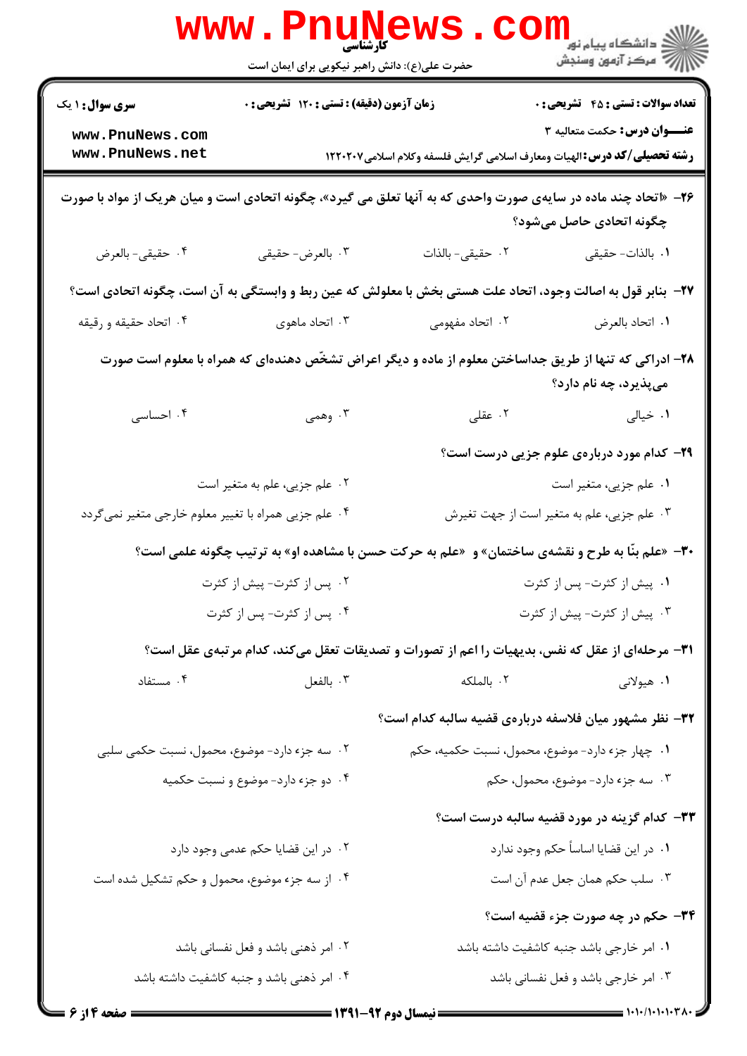۲۶- «اتحاد چند ماده در سایه‌ی صورت واحدی که به آنها تعلق می گیرد»، چگونه اتحادی است و میان هریک از مواد با صورت چگونه اتحادی حاصل می‌شود؟

۱. بالذات- حقیقی
۲. حقیقی- بالذات
۳. بالعرض- حقیقی
۴. حقیقی- بالعرض

۲۷- بنابر قول به اصالت وجود، اتحاد علت هستی بخش با معلولش که عین ربط و وابستگی به آن است، چگونه اتحادی است؟

۱. اتحاد بالعرض
۲. اتحاد مفهومی
۳. اتحاد ماهوی
۴. اتحاد حقیقه و رقیقه

۲۸- ادراکی که تنها از طریق جداساختن معلوم از ماده و دیگر اعراض تشخّص دهنده‌ای که همراه با معلوم است صورت می‌پذیرد، چه نام دارد؟

۱. خیالی
۲. عقلی
۳. وهمی
۴. احساسی

۲۹- کدام مورد درباره‌ی علوم جزیی درست است؟

۱. علم جزیی، متغیر است
۲. علم جزیی، علم به متغیر است
۳. علم جزیی، علم به متغیر است از جهت تغیرش
۴. علم جزیی همراه با تغییر معلوم خارجی متغیر نمی‌گردد

۳۰- «علم بنّا به طرح و نقشه‌ی ساختمان» و «علم به حرکت حسن با مشاهده او» به ترتیب چگونه علمی است؟

۱. پیش از کثرت- پس از کثرت
۲. پس از کثرت- پیش از کثرت
۳. پیش از کثرت- پیش از کثرت
۴. پس از کثرت- پس از کثرت

۳۱- مرحله‌ای از عقل که نفس، بدیهیات را اعم از تصورات و تصدیقات تعقل می‌کند، کدام مرتبه‌ی عقل است؟

۱. هیولانی
۲. بالملکه
۳. بالفعل
۴. مستفاد

۳۲- نظر مشهور میان فلاسفه درباره‌ی قضیه سالبه کدام است؟

۱. چهار جزء دارد- موضوع، محمول، نسبت حکمیه، حکم
۲. سه جزء دارد- موضوع، محمول، نسبت حکمی سلبی
۳. سه جزء دارد- موضوع، محمول، حکم
۴. دو جزء دارد- موضوع و نسبت حکمیه

۳۳- کدام گزینه در مورد قضیه سالبه درست است؟

۱. در این قضایا اساساً حکم وجود ندارد
۲. در این قضایا حکم عدمی وجود دارد
۳. سلب حکم همان جعل عدم آن است
۴. از سه جزء موضوع، محمول و حکم تشکیل شده است

۳۴- حکم در چه صورت جزء قضیه است؟

۱. امر خارجی باشد جنبه کاشفیت داشته باشد
۲. امر ذهنی باشد و فعل نفسانی باشد
۳. امر خارجی باشد و فعل نفسانی باشد
۴. امر ذهنی باشد و جنبه کاشفیت داشته باشد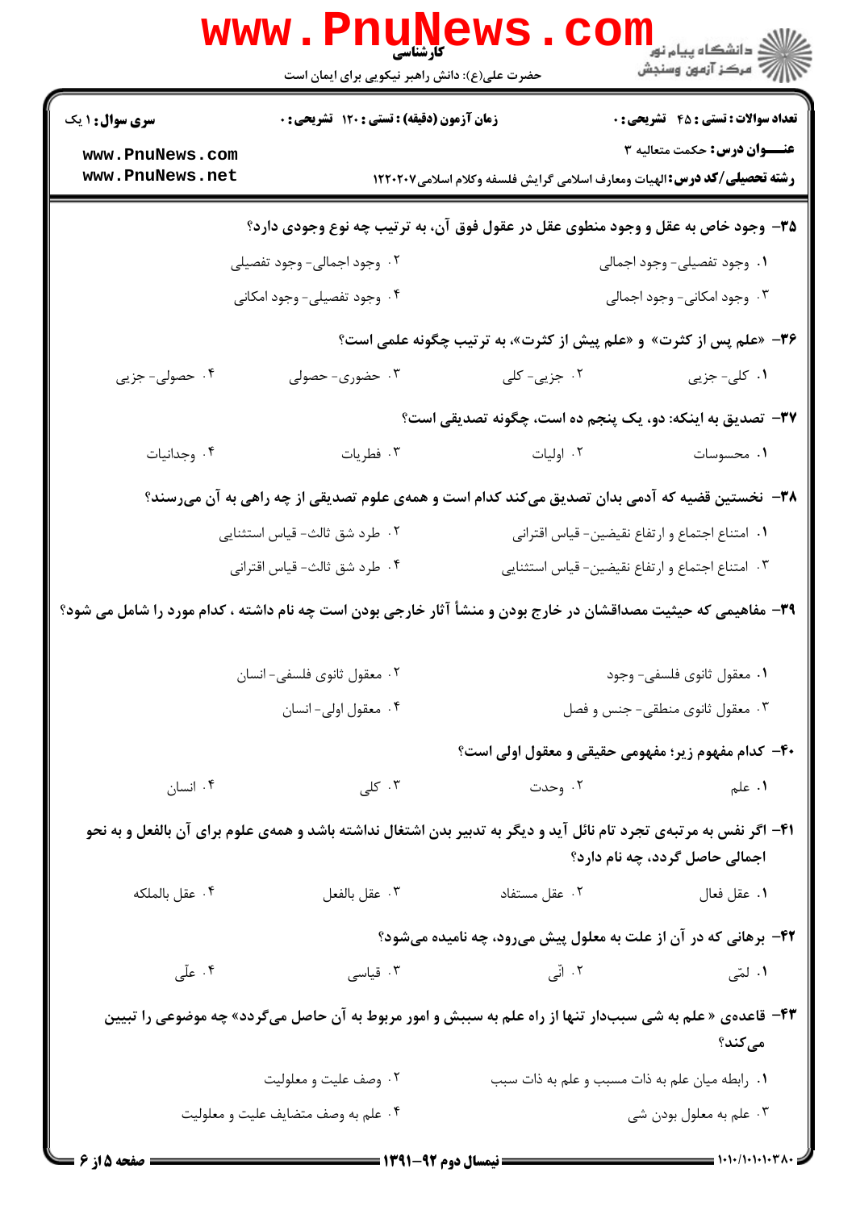۳۵- وجود خاص به عقل و وجود منطوی عقل در عقول فوق آن، به ترتیب چه نوع وجودی دارد؟

۱. وجود تفصیلی- وجود اجمالی
۲. وجود اجمالی- وجود تفصیلی
۳. وجود امکانی- وجود اجمالی
۴. وجود تفصیلی- وجود امکانی

۳۶- «علم پس از کثرت» و «علم پیش از کثرت»، به ترتیب چگونه علمی است؟

۱. کلی- جزیی
۲. جزیی- کلی
۳. حضوری- حصولی
۴. حصولی- جزیی

۳۷- تصدیق به اینکه: دو، یک پنجم ده است، چگونه تصدیقی است؟

۱. محسوسات
۲. اولیات
۳. فطریات
۴. وجدانیات

۳۸- نخستین قضیه که آدمی بدان تصدیق می‌کند کدام است و همه‌ی علوم تصدیقی از چه راهی به آن می‌رسند؟

۱. امتناع اجتماع و ارتفاع نقیضین- قیاس اقترانی
۲. طرد شق ثالث- قیاس استثنایی
۳. امتناع اجتماع و ارتفاع نقیضین- قیاس استثنایی
۴. طرد شق ثالث- قیاس اقترانی

۳۹- مفاهیمی که حیثیت مصداقشان در خارج بودن و منشأ آثار خارجی بودن است چه نام داشته ، کدام مورد را شامل می شود؟

۱. معقول ثانوی فلسفی- وجود
۲. معقول ثانوی فلسفی- انسان
۳. معقول ثانوی منطقی- جنس و فصل
۴. معقول اولی- انسان

۴۰- کدام مفهوم زیر؛ مفهومی حقیقی و معقول اولی است؟

۱. علم
۲. وحدت
۳. کلی
۴. انسان

۴۱- اگر نفس به مرتبه‌ی تجرد تام نائل آید و دیگر به تدبیر بدن اشتغال نداشته باشد و همه‌ی علوم برای آن بالفعل و به نحو اجمالی حاصل گردد، چه نام دارد؟

۱. عقل فعال
۲. عقل مستفاد
۳. عقل بالفعل
۴. عقل بالملکه

۴۲- برهانی که در آن از علت به معلول پیش می‌رود، چه نامیده می‌شود؟

۱. لمّی
۲. انّی
۳. قیاسی
۴. علّی

۴۳- قاعده‌ی « علم به شی سبب‌دار تنها از راه علم به سببش و امور مربوط به آن حاصل می‌گردد» چه موضوعی را تبیین می‌کند؟

۱. رابطه میان علم به ذات مسبب و علم به ذات سبب
۲. وصف علیت و معلولیت
۳. علم به معلول بودن شی
۴. علم به وصف متضایف علیت و معلولیت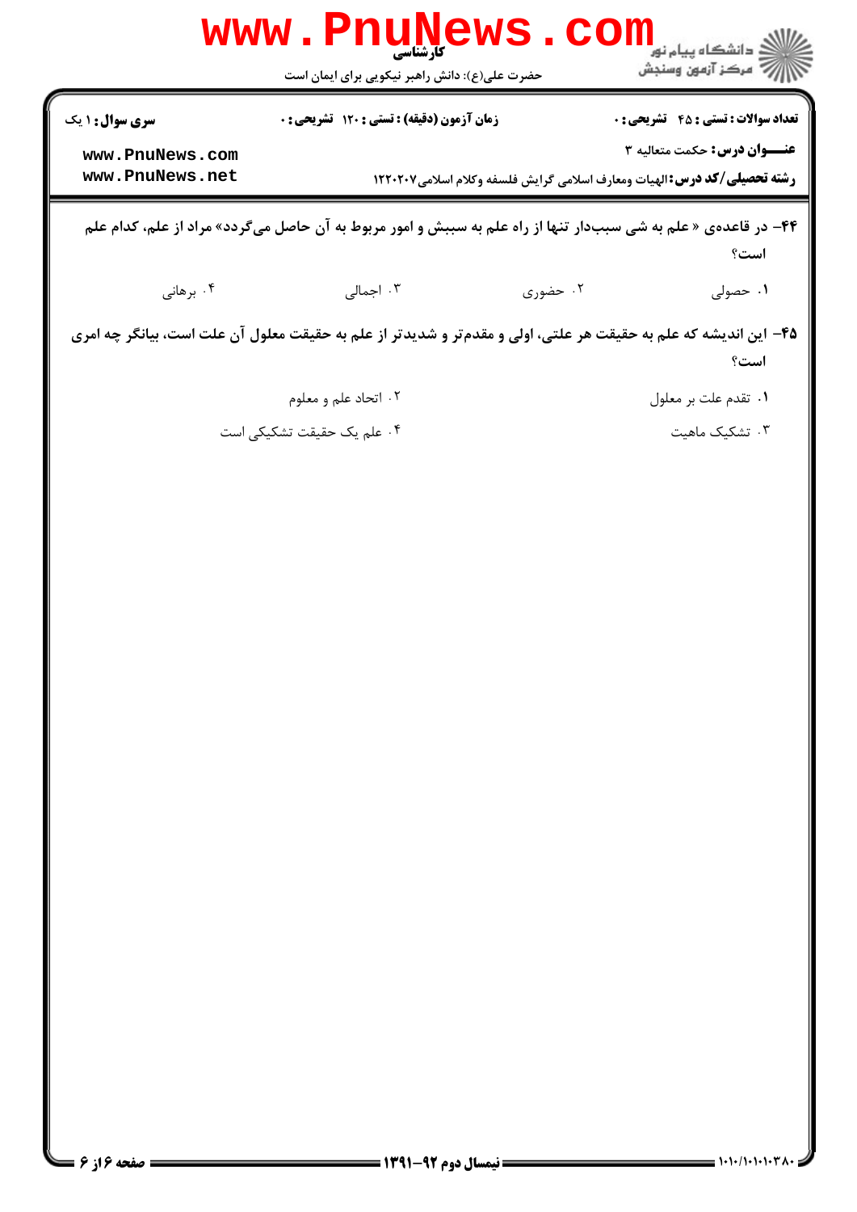**۴۴- در قاعده‌ی « علم به شی سبب‌دار تنها از راه علم به سببش و امور مربوط به آن حاصل می‌گردد» مراد از علم، کدام علم است؟**

۱. حصولی

۲. حضوری

۳. اجمالی

۴. برهانی

**۴۵- این اندیشه که علم به حقیقت هر علتی، اولی و مقدم‌تر و شدیدتر از علم به حقیقت معلول آن علت است، بیانگر چه امری است؟**

۱. تقدم علت بر معلول

۲. اتحاد علم و معلوم

۳. تشکیک ماهیت

۴. علم یک حقیقت تشکیکی است